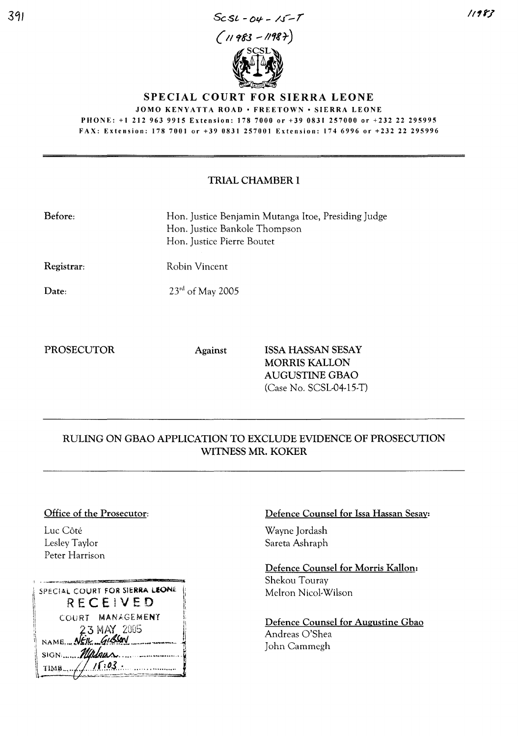SCSL-04-15-T

(11983-11987)

# SPECIAL COURT FOR SIERRA LEONE

JOMO KENYATTA ROAD • FREETOWN • SIERRA LEONE

PHONE: +1 212 963 9915 Extension: 178 7000 or +39 0831 257000 or +232 22 295995

FAX: Extension: 178 7001 or +39 0831 257001 Extension: 174 6996 or +232 22 295996

## TRIAL CHAMBER I

**Before:** Hon. Justice Benjamin Mutanga Itoe, Presiding Judge
Hon. Justice Bankole Thompson
Hon. Justice Pierre Boutet

**Registrar:** Robin Vincent

**Date:** 23rd of May 2005

**PROSECUTOR** **Against** **ISSA HASSAN SESAY**
**MORRIS KALLON**
**AUGUSTINE GBAO**
(Case No. SCSL-04-15-T)

## RULING ON GBAO APPLICATION TO EXCLUDE EVIDENCE OF PROSECUTION WITNESS MR. KOKER

**Office of the Prosecutor:**

Luc Côté
Lesley Taylor
Peter Harrison

**Defence Counsel for Issa Hassan Sesay:**

Wayne Jordash
Sareta Ashraph

**Defence Counsel for Morris Kallon:**

Shekou Touray
Melron Nicol-Wilson

**Defence Counsel for Augustine Gbao**

Andreas O'Shea
John Cammegh

SPECIAL COURT FOR SIERRA LEONE
RECEIVED
COURT MANAGEMENT
23 MAY 2005
NAME: NEIL GIBSON
SIGN: [signature]
TIME: 15:03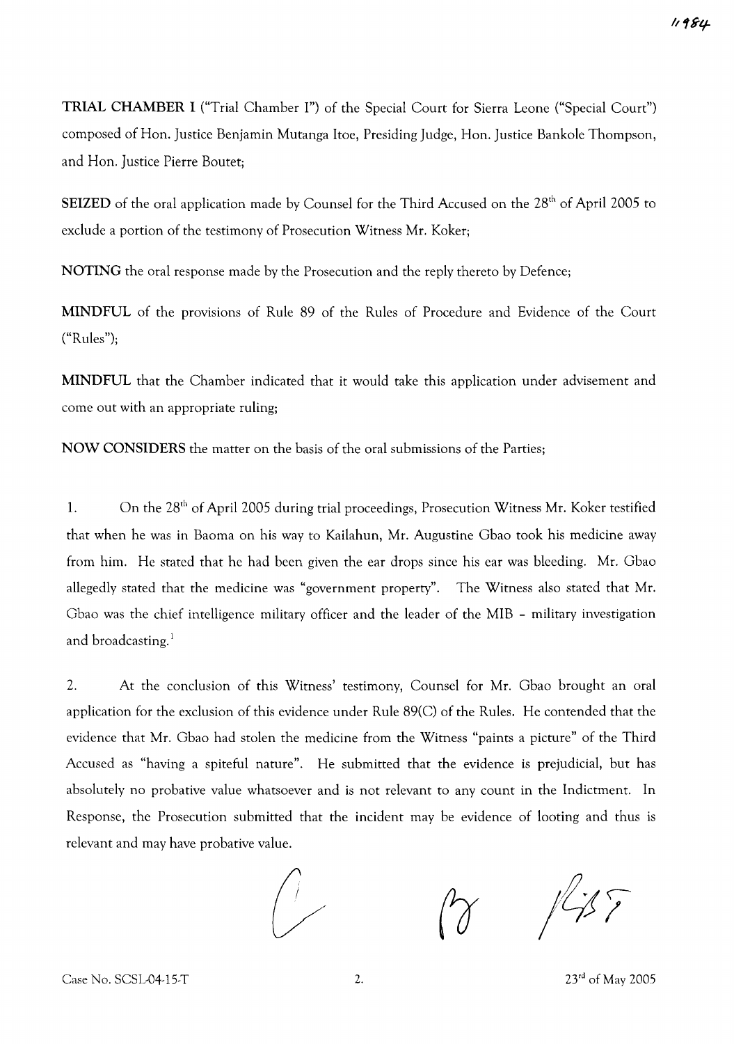**TRIAL CHAMBER I** ("Trial Chamber I") of the Special Court for Sierra Leone ("Special Court") composed of Hon. Justice Benjamin Mutanga Itoe, Presiding Judge, Hon. Justice Bankole Thompson, and Hon. Justice Pierre Boutet;

**SEIZED** of the oral application made by Counsel for the Third Accused on the 28th of April 2005 to exclude a portion of the testimony of Prosecution Witness Mr. Koker;

**NOTING** the oral response made by the Prosecution and the reply thereto by Defence;

**MINDFUL** of the provisions of Rule 89 of the Rules of Procedure and Evidence of the Court ("Rules");

**MINDFUL** that the Chamber indicated that it would take this application under advisement and come out with an appropriate ruling;

**NOW CONSIDERS** the matter on the basis of the oral submissions of the Parties;

1. On the 28th of April 2005 during trial proceedings, Prosecution Witness Mr. Koker testified that when he was in Baoma on his way to Kailahun, Mr. Augustine Gbao took his medicine away from him. He stated that he had been given the ear drops since his ear was bleeding. Mr. Gbao allegedly stated that the medicine was "government property". The Witness also stated that Mr. Gbao was the chief intelligence military officer and the leader of the MIB – military investigation and broadcasting.[1]

2. At the conclusion of this Witness' testimony, Counsel for Mr. Gbao brought an oral application for the exclusion of this evidence under Rule 89(C) of the Rules. He contended that the evidence that Mr. Gbao had stolen the medicine from the Witness "paints a picture" of the Third Accused as "having a spiteful nature". He submitted that the evidence is prejudicial, but has absolutely no probative value whatsoever and is not relevant to any count in the Indictment. In Response, the Prosecution submitted that the incident may be evidence of looting and thus is relevant and may have probative value.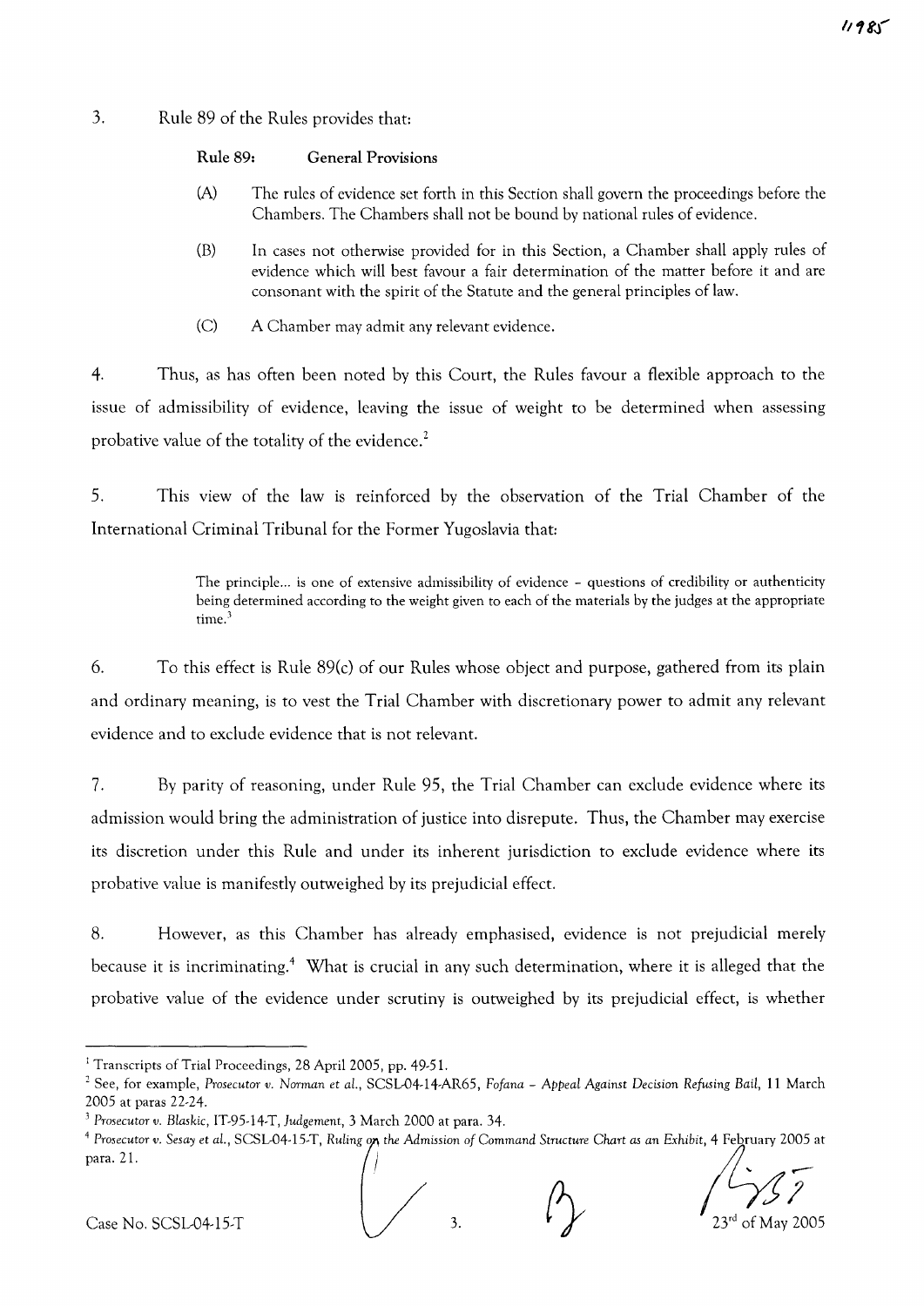3. Rule 89 of the Rules provides that:

**Rule 89: General Provisions**

(A) The rules of evidence set forth in this Section shall govern the proceedings before the Chambers. The Chambers shall not be bound by national rules of evidence.

(B) In cases not otherwise provided for in this Section, a Chamber shall apply rules of evidence which will best favour a fair determination of the matter before it and are consonant with the spirit of the Statute and the general principles of law.

(C) A Chamber may admit any relevant evidence.

4. Thus, as has often been noted by this Court, the Rules favour a flexible approach to the issue of admissibility of evidence, leaving the issue of weight to be determined when assessing probative value of the totality of the evidence.[2]

5. This view of the law is reinforced by the observation of the Trial Chamber of the International Criminal Tribunal for the Former Yugoslavia that:

> The principle... is one of extensive admissibility of evidence – questions of credibility or authenticity being determined according to the weight given to each of the materials by the judges at the appropriate time.[3]

6. To this effect is Rule 89(c) of our Rules whose object and purpose, gathered from its plain and ordinary meaning, is to vest the Trial Chamber with discretionary power to admit any relevant evidence and to exclude evidence that is not relevant.

7. By parity of reasoning, under Rule 95, the Trial Chamber can exclude evidence where its admission would bring the administration of justice into disrepute. Thus, the Chamber may exercise its discretion under this Rule and under its inherent jurisdiction to exclude evidence where its probative value is manifestly outweighed by its prejudicial effect.

8. However, as this Chamber has already emphasised, evidence is not prejudicial merely because it is incriminating.[4] What is crucial in any such determination, where it is alleged that the probative value of the evidence under scrutiny is outweighed by its prejudicial effect, is whether

---

[1] Transcripts of Trial Proceedings, 28 April 2005, pp. 49-51.

[2] See, for example, *Prosecutor v. Norman et al.*, SCSL-04-14-AR65, *Fofana – Appeal Against Decision Refusing Bail*, 11 March 2005 at paras 22-24.

[3] *Prosecutor v. Blaskic*, IT-95-14-T, *Judgement*, 3 March 2000 at para. 34.

[4] *Prosecutor v. Sesay et al.*, SCSL-04-15-T, *Ruling on the Admission of Command Structure Chart as an Exhibit*, 4 February 2005 at para. 21.

Case No. SCSL-04-15-T | 23rd of May 2005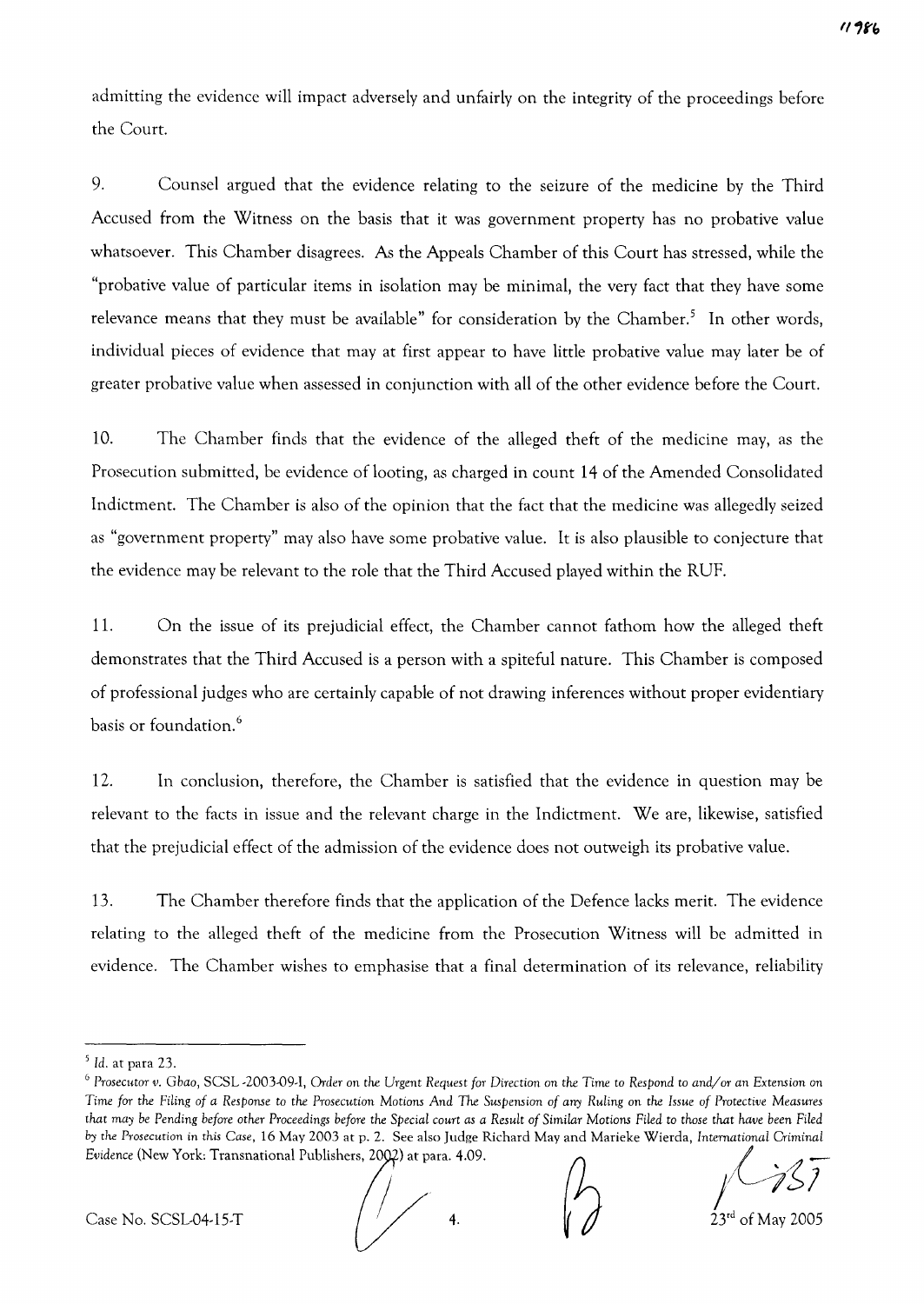admitting the evidence will impact adversely and unfairly on the integrity of the proceedings before the Court.

9. Counsel argued that the evidence relating to the seizure of the medicine by the Third Accused from the Witness on the basis that it was government property has no probative value whatsoever. This Chamber disagrees. As the Appeals Chamber of this Court has stressed, while the "probative value of particular items in isolation may be minimal, the very fact that they have some relevance means that they must be available" for consideration by the Chamber.[5] In other words, individual pieces of evidence that may at first appear to have little probative value may later be of greater probative value when assessed in conjunction with all of the other evidence before the Court.

10. The Chamber finds that the evidence of the alleged theft of the medicine may, as the Prosecution submitted, be evidence of looting, as charged in count 14 of the Amended Consolidated Indictment. The Chamber is also of the opinion that the fact that the medicine was allegedly seized as "government property" may also have some probative value. It is also plausible to conjecture that the evidence may be relevant to the role that the Third Accused played within the RUF.

11. On the issue of its prejudicial effect, the Chamber cannot fathom how the alleged theft demonstrates that the Third Accused is a person with a spiteful nature. This Chamber is composed of professional judges who are certainly capable of not drawing inferences without proper evidentiary basis or foundation.[6]

12. In conclusion, therefore, the Chamber is satisfied that the evidence in question may be relevant to the facts in issue and the relevant charge in the Indictment. We are, likewise, satisfied that the prejudicial effect of the admission of the evidence does not outweigh its probative value.

13. The Chamber therefore finds that the application of the Defence lacks merit. The evidence relating to the alleged theft of the medicine from the Prosecution Witness will be admitted in evidence. The Chamber wishes to emphasise that a final determination of its relevance, reliability

---

[5] *Id.* at para 23.

[6] *Prosecutor v. Gbao*, SCSL-2003-09-I, *Order on the Urgent Request for Direction on the Time to Respond to and/or an Extension on Time for the Filing of a Response to the Prosecution Motions And The Suspension of any Ruling on the Issue of Protective Measures that may be Pending before other Proceedings before the Special court as a Result of Similar Motions Filed to those that have been Filed by the Prosecution in this Case*, 16 May 2003 at p. 2. See also Judge Richard May and Marieke Wierda, *International Criminal Evidence* (New York: Transnational Publishers, 2002) at para. 4.09.

Case No. SCSL-04-15-T

23rd of May 2005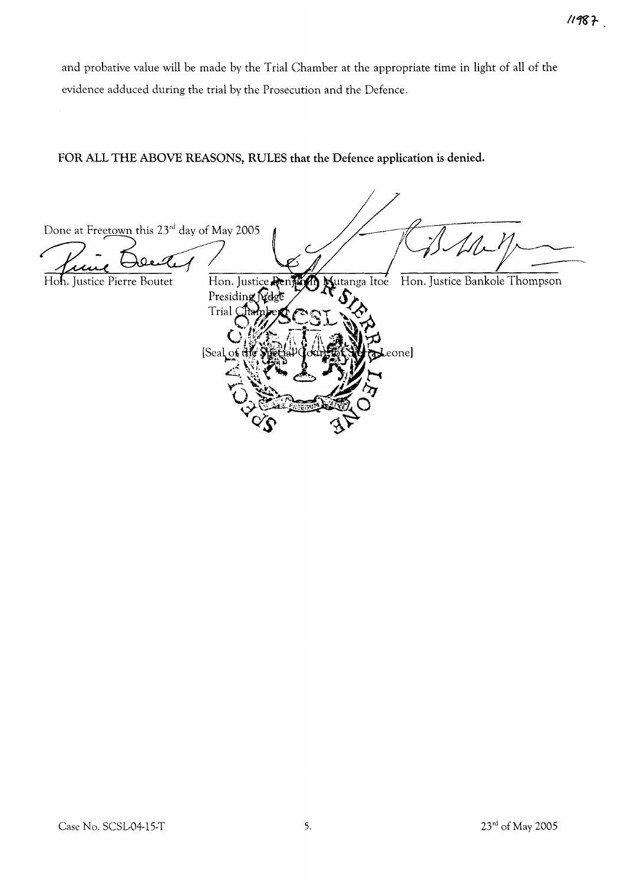and probative value will be made by the Trial Chamber at the appropriate time in light of all of the evidence adduced during the trial by the Prosecution and the Defence.

**FOR ALL THE ABOVE REASONS, RULES that the Defence application is denied.**

Done at Freetown this 23rd day of May 2005

Hon. Justice Pierre Boutet

Hon. Justice Benjamin Mutanga Itoe
Presiding Judge
Trial Chamber

Hon. Justice Bankole Thompson

[Seal of the Special Court for Sierra Leone]